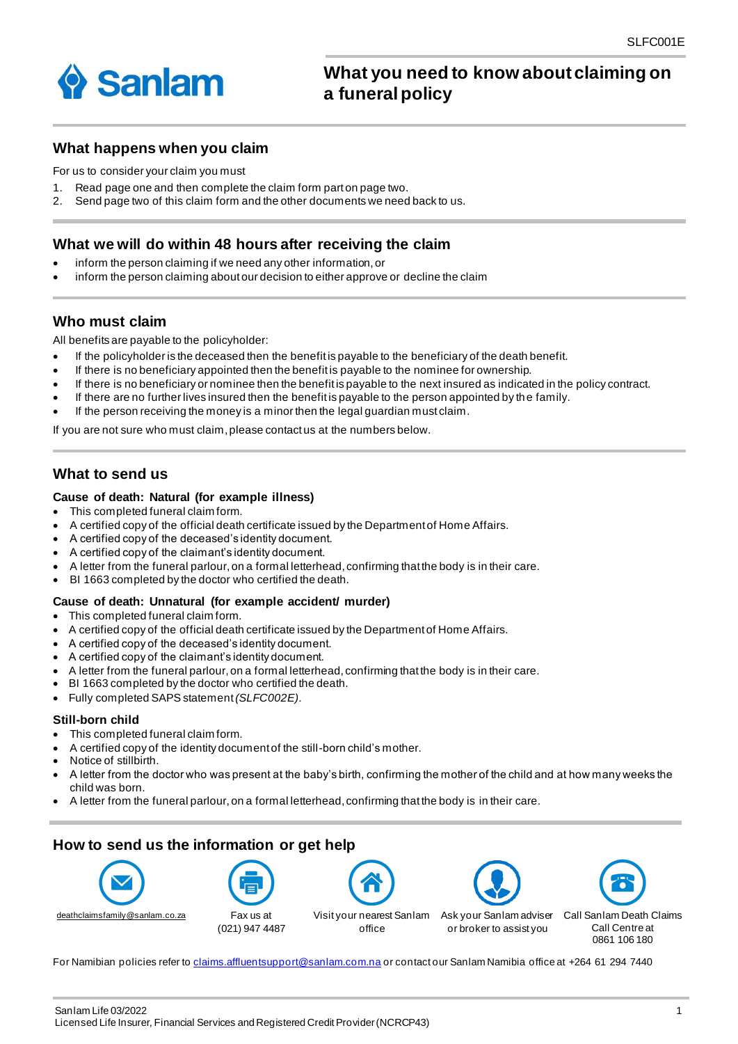SLFC001E

**Sanlam**

# What you need to know about claiming on a funeral policy

## What happens when you claim

For us to consider your claim you must

1. Read page one and then complete the claim form part on page two.
2. Send page two of this claim form and the other documents we need back to us.

## What we will do within 48 hours after receiving the claim

- inform the person claiming if we need any other information, or
- inform the person claiming about our decision to either approve or decline the claim

## Who must claim

All benefits are payable to the policyholder:

- If the policyholder is the deceased then the benefit is payable to the beneficiary of the death benefit.
- If there is no beneficiary appointed then the benefit is payable to the nominee for ownership.
- If there is no beneficiary or nominee then the benefit is payable to the next insured as indicated in the policy contract.
- If there are no further lives insured then the benefit is payable to the person appointed by the family.
- If the person receiving the money is a minor then the legal guardian must claim.

If you are not sure who must claim, please contact us at the numbers below.

## What to send us

### Cause of death: Natural (for example illness)

- This completed funeral claim form.
- A certified copy of the official death certificate issued by the Department of Home Affairs.
- A certified copy of the deceased's identity document.
- A certified copy of the claimant's identity document.
- A letter from the funeral parlour, on a formal letterhead, confirming that the body is in their care.
- BI 1663 completed by the doctor who certified the death.

### Cause of death: Unnatural (for example accident/ murder)

- This completed funeral claim form.
- A certified copy of the official death certificate issued by the Department of Home Affairs.
- A certified copy of the deceased's identity document.
- A certified copy of the claimant's identity document.
- A letter from the funeral parlour, on a formal letterhead, confirming that the body is in their care.
- BI 1663 completed by the doctor who certified the death.
- Fully completed SAPS statement *(SLFC002E)*.

### Still-born child

- This completed funeral claim form.
- A certified copy of the identity document of the still-born child's mother.
- Notice of stillbirth.
- A letter from the doctor who was present at the baby's birth, confirming the mother of the child and at how many weeks the child was born.
- A letter from the funeral parlour, on a formal letterhead, confirming that the body is in their care.

## How to send us the information or get help

- deathclaimsfamily@sanlam.co.za
- Fax us at (021) 947 4487
- Visit your nearest Sanlam office
- Ask your Sanlam adviser or broker to assist you
- Call Sanlam Death Claims Call Centre at 0861 106 180

For Namibian policies refer to claims.affluentsupport@sanlam.com.na or contact our Sanlam Namibia office at +264 61 294 7440

Sanlam Life 03/2022
Licensed Life Insurer, Financial Services and Registered Credit Provider (NCRCP43)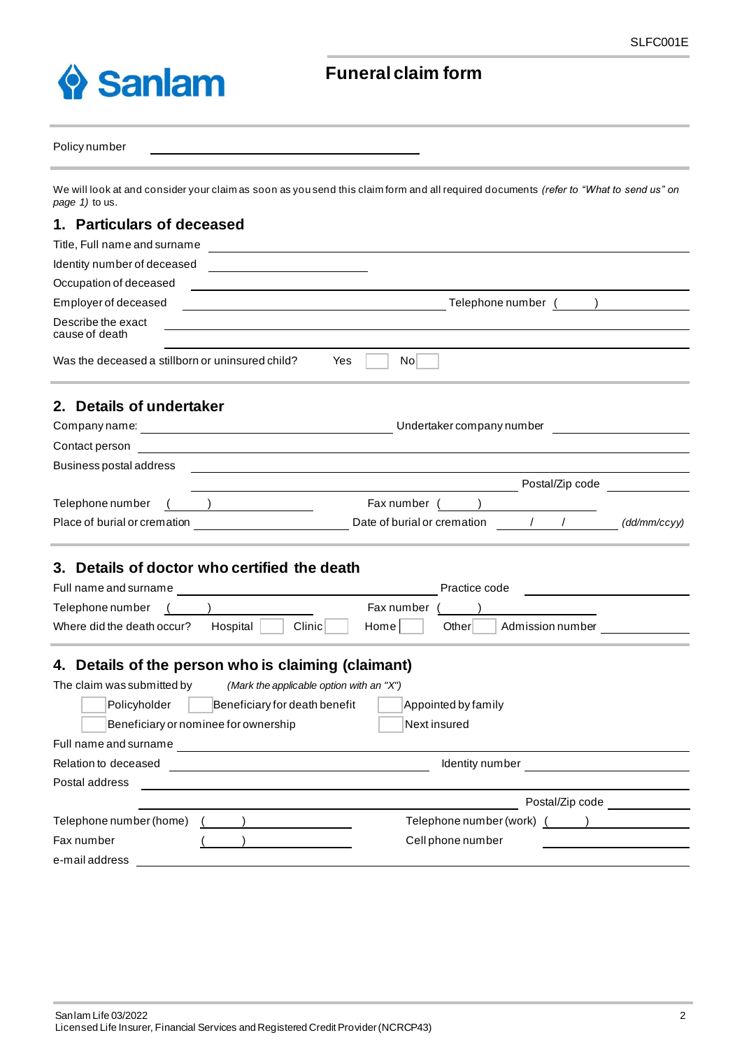SLFC001E

Sanlam

# Funeral claim form

Policy number ______________________________

We will look at and consider your claim as soon as you send this claim form and all required documents *(refer to "What to send us" on page 1)* to us.

## 1. Particulars of deceased

Title, Full name and surname ______________________________

Identity number of deceased ______________________________

Occupation of deceased ______________________________

Employer of deceased ______________________________ Telephone number ( ) ______________

Describe the exact cause of death ______________________________

Was the deceased a stillborn or uninsured child? Yes ☐ No ☐

## 2. Details of undertaker

Company name: ______________________________ Undertaker company number ______________

Contact person ______________________________

Business postal address ______________________________

______________________________ Postal/Zip code ______________

Telephone number ( ) ______________ Fax number ( ) ______________

Place of burial or cremation ______________ Date of burial or cremation ___ / ___ / ______ *(dd/mm/ccyy)*

## 3. Details of doctor who certified the death

Full name and surname ______________________________ Practice code ______________

Telephone number ( ) ______________ Fax number ( ) ______________

Where did the death occur? Hospital ☐ Clinic ☐ Home ☐ Other ☐ Admission number ______________

## 4. Details of the person who is claiming (claimant)

The claim was submitted by *(Mark the applicable option with an "X")*

☐ Policyholder ☐ Beneficiary for death benefit ☐ Appointed by family

☐ Beneficiary or nominee for ownership ☐ Next insured

Full name and surname ______________________________

Relation to deceased ______________________________ Identity number ______________

Postal address ______________________________

______________________________ Postal/Zip code ______________

Telephone number (home) ( ) ______________ Telephone number (work) ( ) ______________

Fax number ( ) ______________ Cell phone number ______________

e-mail address ______________________________

Sanlam Life 03/2022

Licensed Life Insurer, Financial Services and Registered Credit Provider (NCRCP43)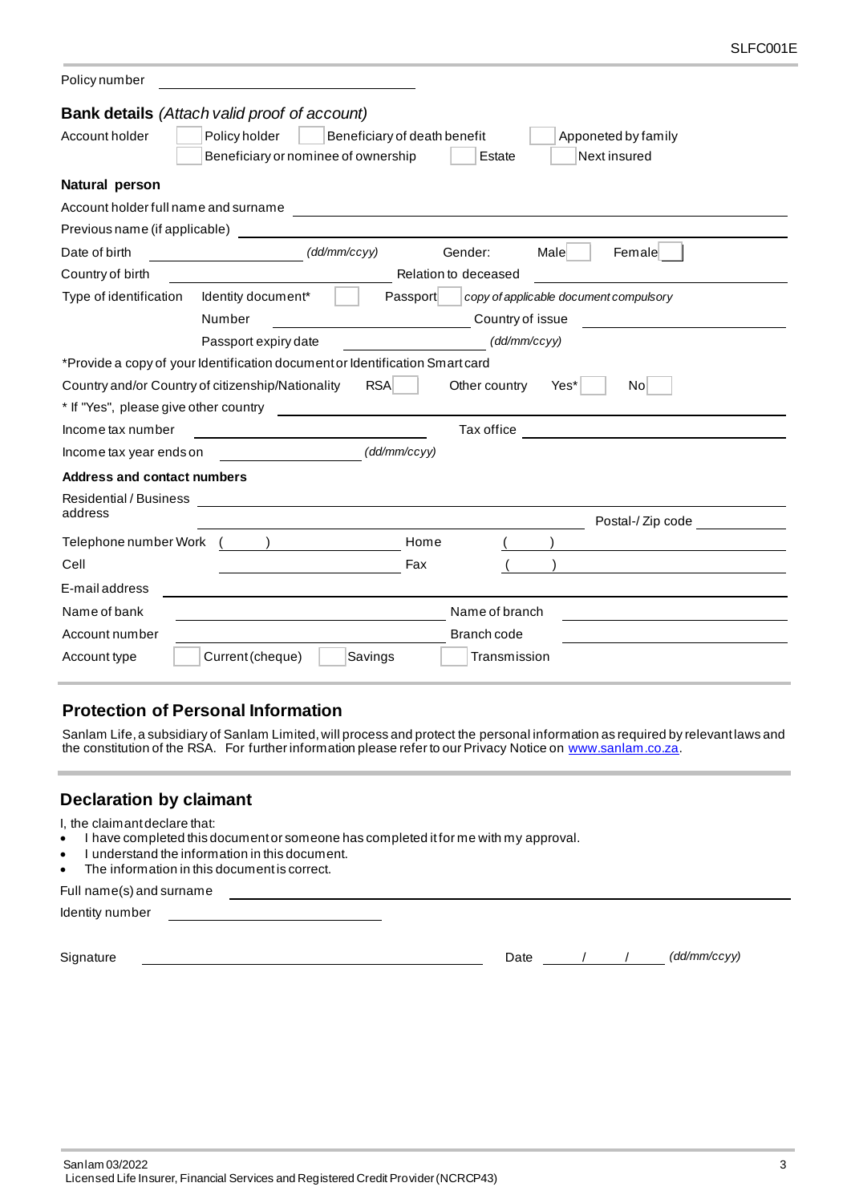Policy number ______________________

## Bank details *(Attach valid proof of account)*

Account holder ☐ Policy holder ☐ Beneficiary of death benefit ☐ Apponeted by family
☐ Beneficiary or nominee of ownership ☐ Estate ☐ Next insured

### Natural person

Account holder full name and surname ______________________

Previous name (if applicable) ______________________

Date of birth ______________________ *(dd/mm/ccyy)* Gender: Male ☐ Female ☐

Country of birth ______________________ Relation to deceased ______________________

Type of identification Identity document* ☐ Passport ☐ *copy of applicable document compulsory*

Number ______________________ Country of issue ______________________

Passport expiry date ______________________ *(dd/mm/ccyy)*

*Provide a copy of your Identification document or Identification Smart card

Country and/or Country of citizenship/Nationality RSA ☐ Other country Yes* ☐ No ☐

* If "Yes", please give other country ______________________

Income tax number ______________________ Tax office ______________________

Income tax year ends on ______________________ *(dd/mm/ccyy)*

### Address and contact numbers

Residential / Business address ______________________

______________________ Postal-/ Zip code ______________________

Telephone number Work ( ) ______________________ Home ( ) ______________________

Cell ______________________ Fax ( ) ______________________

E-mail address ______________________

Name of bank ______________________ Name of branch ______________________

Account number ______________________ Branch code ______________________

Account type ☐ Current (cheque) ☐ Savings ☐ Transmission

## Protection of Personal Information

Sanlam Life, a subsidiary of Sanlam Limited, will process and protect the personal information as required by relevant laws and the constitution of the RSA. For further information please refer to our Privacy Notice on www.sanlam.co.za.

## Declaration by claimant

I, the claimant declare that:

- I have completed this document or someone has completed it for me with my approval.
- I understand the information in this document.
- The information in this document is correct.

Full name(s) and surname ______________________

Identity number ______________________

Signature ______________________ Date ____ / ____ / ____ *(dd/mm/ccyy)*

Sanlam 03/2022
Licensed Life Insurer, Financial Services and Registered Credit Provider (NCRCP43)